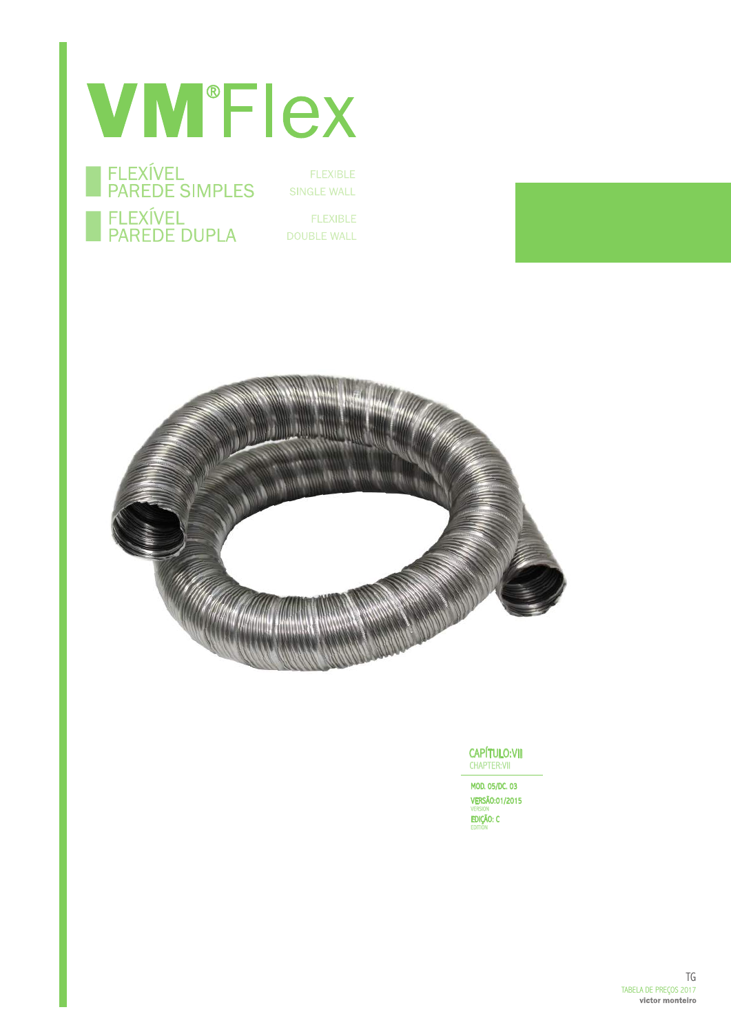# VM® Flex

## FLEXÍVEL PAREDE SIMPLES
FLEXIBLE SINGLE WALL

## FLEXÍVEL PAREDE DUPLA
FLEXIBLE DOUBLE WALL

**CAPÍTULO:VII**
CHAPTER:VII

MOD. 05/DC. 03
VERSÃO:01/2015
VERSION
EDIÇÃO: C
EDITION

TG
TABELA DE PREÇOS 2017
**victor monteiro**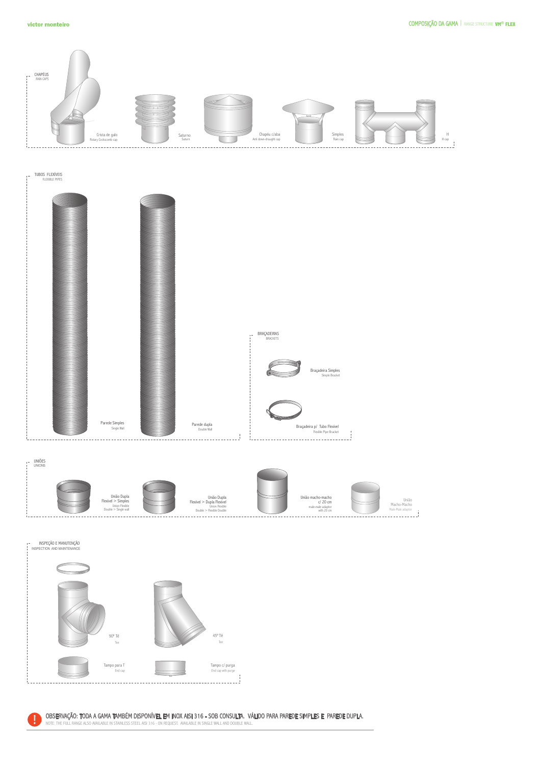## COMPOSIÇÃO DA GAMA | RANGE STRUCTURE VM® FLEX

### CHAPÉUS
RAIN CAPS

- Crista de galo — Rotary Cockscomb cap
- Saturno — Saturn
- Chapéu c/aba — Anti down-draught cap
- Simples — Rain cap
- H — H cap

### TUBOS FLEXÍVEIS
FLEXIBLE PIPES

- Parede Simples — Single Wall
- Parede dupla — Double Wall

### BRAÇADEIRAS
BRACKETS

- Braçadeira Simples — Simple Bracket
- Braçadeira p/ Tubo Flexível — Flexible Pipe Bracket

### UNIÕES
UNIONS

- União Dupla Flexível > Simples — Union Flexible Double > Single wall
- União Dupla Flexível > Dupla Flexível — Union Flexible Double > Flexible Double
- União macho-macho c/ 20 cm — male-male adaptor with 20 cm
- União Macho-Macho — Male-Male adaptor

### INSPEÇÃO E MANUTENÇÃO
INSPECTION AND MAINTENANCE

- 90º Tê — Tee
- 45º Tê — Tee
- Tampo para T — End cap
- Tampo c/ purga — End cap with purge

**!** OBSERVAÇÃO: TODA A GAMA TAMBÉM DISPONÍVEL EM INOX AISI 316 - SOB CONSULTA. VÁLIDO PARA PAREDE SIMPLES E PAREDE DUPLA.

NOTE: THE FULL RANGE ALSO AVAILABLE IN STAINLESS STEEL AISI 316 - ON REQUEST. AVAILABLE IN SINGLE WALL AND DOUBLE WALL.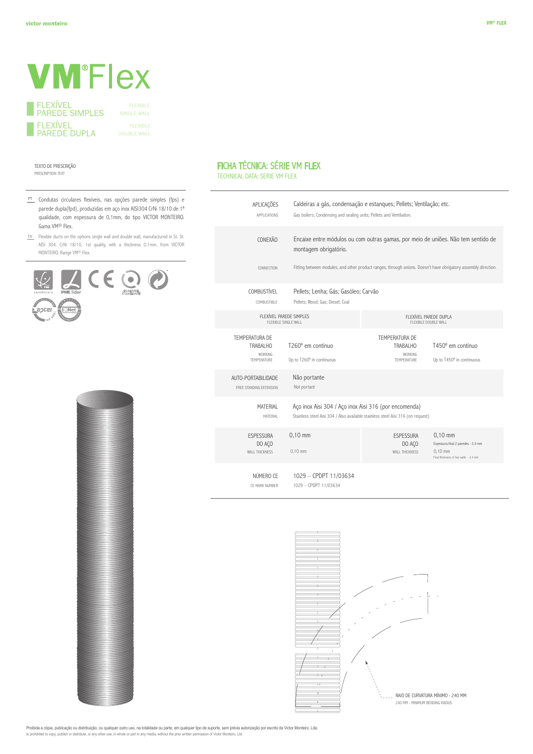# VM®Flex

FLEXÍVEL PAREDE SIMPLES — FLEXIBLE SINGLE WALL

FLEXÍVEL PAREDE DUPLA — FLEXIBLE DOUBLE WALL

TEXTO DE PRESCRIÇÃO
PRESCRIPTION TEXT

PT — Condutas circulares flexíveis, nas opções parede simples (fps) e parede dupla(fpd), produzidas em aço inox AISI304 CrNi 18/10 de 1ª qualidade, com espessura de 0,1mm, do tipo VICTOR MONTEIRO. Gama VM® Flex.

EN — Flexible ducts on the options single wall and double wall, manufactured in St. St. AISI 304, CrNi 18/10, 1st quality, with a thickness 0,1mm, from VICTOR MONTEIRO. Range VM® Flex.

## FICHA TÉCNICA: SÉRIE VM FLEX
TECHNICAL DATA: SERIE VM FLEX

| | | | |
|---|---|---|---|
| APLICAÇÕES<br>APPLICATIONS | Caldeiras a gás, condensação e estanques; Pellets; Ventilação; etc.<br>Gas boilers; Condensing and sealing units; Pellets and Ventilation. | | |
| CONEXÃO<br>CONNECTION | Encaixe entre módulos ou com outras gamas, por meio de uniões. Não tem sentido de montagem obrigatório.<br>Fitting between modules, and other product ranges, through unions. Doesn't have obligatory assembly direction. | | |
| COMBUSTÍVEL<br>COMBUSTIBLE | Pellets; Lenha; Gás; Gasóleo; Carvão<br>Pellets; Wood; Gas; Diesel; Coal | | |
| FLEXÍVEL PAREDE SIMPLES<br>FLEXIBLE SINGLE WALL | | FLEXÍVEL PAREDE DUPLA<br>FLEXIBLE DOUBLE WALL | |
| TEMPERATURA DE TRABALHO<br>WORKING TEMPERATURE | T260º em contínuo<br>Up to T260º in continuous | TEMPERATURA DE TRABALHO<br>WORKING TEMPERATURE | T450º em contínuo<br>Up to T450º in continuous |
| AUTO-PORTABILIDADE<br>FREE STANDING EXTENSION | Não portante<br>Not portant | | |
| MATERIAL<br>MATERIAL | Aço inox Aisi 304 / Aço inox Aisi 316 (por encomenda)<br>Stainless steel Aisi 304 / Also available stainless steel Aisi 316 (on request) | | |
| ESPESSURA DO AÇO<br>WALL THICKNESS | 0,10 mm<br>0,10 mm | ESPESSURA DO AÇO<br>WALL THICKNESS | 0,10 mm<br>Espessura final 2 paredes - 2,4 mm<br>0,10 mm<br>Final thickness of two walls - 2,4 mm |
| NÚMERO CE<br>CE MARK NUMBER | 1029 – CPDPT 11/03634<br>1029 – CPDPT 11/03634 | | |

RAIO DE CURVATURA MÍNIMO - 240 MM
240 MM - MINIMUM BENDING RADIUS

Proibida a cópia, publicação ou distribuição, ou qualquer outro uso, na totalidade ou parte, em qualquer tipo de suporte, sem prévia autorização por escrito da Victor Monteiro, Lda.
Is prohibited to copy, publish or distribute, or any other use, in whole or part in any media, without the prior written permission of Victor Monteiro, Ltd.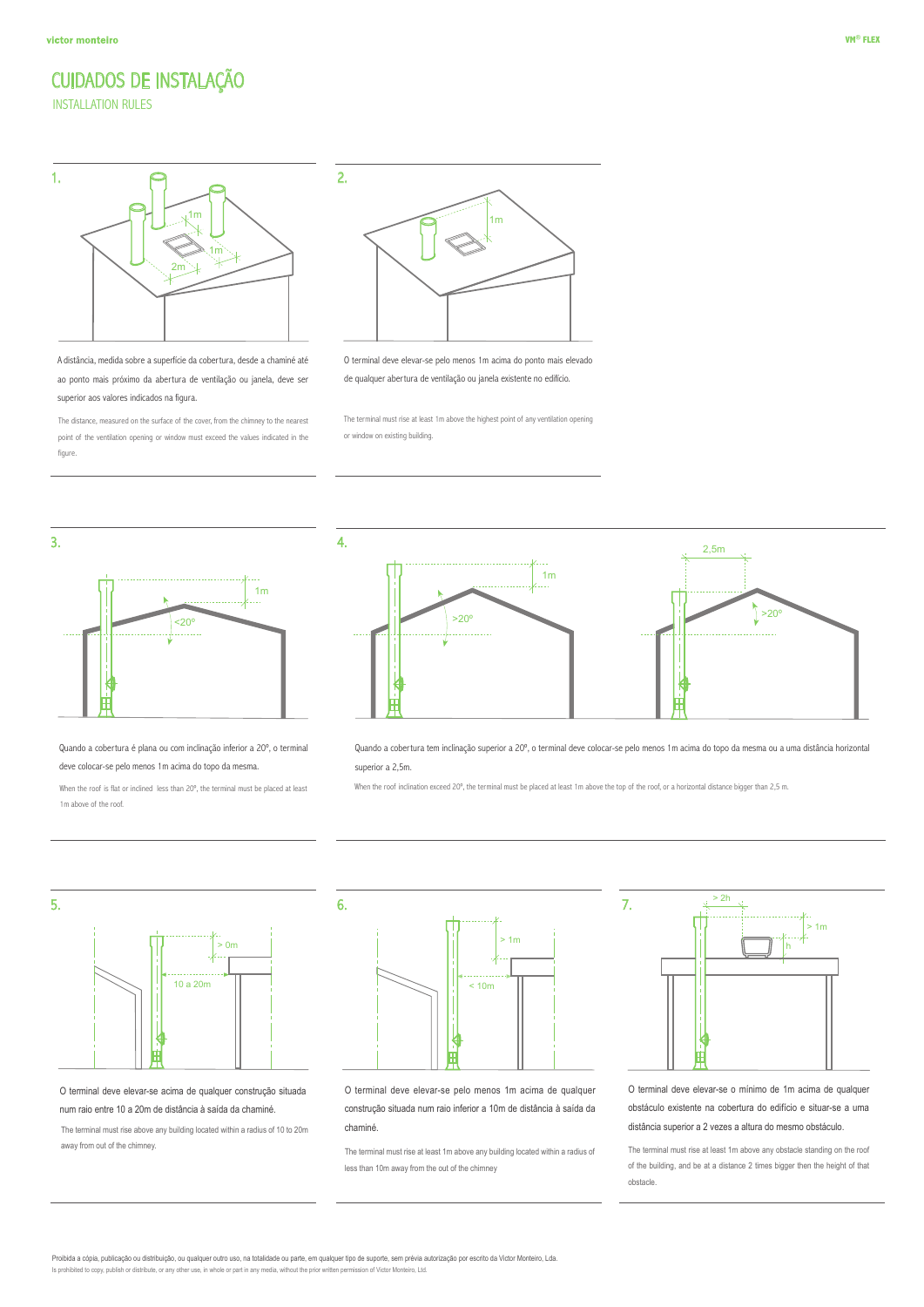# CUIDADOS DE INSTALAÇÃO

INSTALLATION RULES

## 1.

1m

1m

2m

A distância, medida sobre a superfície da cobertura, desde a chaminé até ao ponto mais próximo da abertura de ventilação ou janela, deve ser superior aos valores indicados na figura.

The distance, measured on the surface of the cover, from the chimney to the nearest point of the ventilation opening or window must exceed the values indicated in the figure.

## 2.

1m

O terminal deve elevar-se pelo menos 1m acima do ponto mais elevado de qualquer abertura de ventilação ou janela existente no edifício.

The terminal must rise at least 1m above the highest point of any ventilation opening or window on existing building.

## 3.

1m

<20º

Quando a cobertura é plana ou com inclinação inferior a 20º, o terminal deve colocar-se pelo menos 1m acima do topo da mesma.

When the roof is flat or inclined less than 20º, the terminal must be placed at least 1m above of the roof.

## 4.

1m

>20º

2,5m

>20º

Quando a cobertura tem inclinação superior a 20º, o terminal deve colocar-se pelo menos 1m acima do topo da mesma ou a uma distância horizontal superior a 2,5m.

When the roof inclination exceed 20º, the terminal must be placed at least 1m above the top of the roof, or a horizontal distance bigger than 2,5 m.

## 5.

> 0m

10 a 20m

O terminal deve elevar-se acima de qualquer construção situada num raio entre 10 a 20m de distância à saída da chaminé.

The terminal must rise above any building located within a radius of 10 to 20m away from out of the chimney.

## 6.

> 1m

< 10m

O terminal deve elevar-se pelo menos 1m acima de qualquer construção situada num raio inferior a 10m de distância à saída da chaminé.

The terminal must rise at least 1m above any building located within a radius of less than 10m away from the out of the chimney

## 7.

> 2h

> 1m

h

O terminal deve elevar-se o mínimo de 1m acima de qualquer obstáculo existente na cobertura do edifício e situar-se a uma distância superior a 2 vezes a altura do mesmo obstáculo.

The terminal must rise at least 1m above any obstacle standing on the roof of the building, and be at a distance 2 times bigger then the height of that obstacle.

Proibida a cópia, publicação ou distribuição, ou qualquer outro uso, na totalidade ou parte, em qualquer tipo de suporte, sem prévia autorização por escrito da Victor Monteiro, Lda.

Is prohibited to copy, publish or distribute, or any other use, in whole or part in any media, without the prior written permission of Victor Monteiro, Ltd.